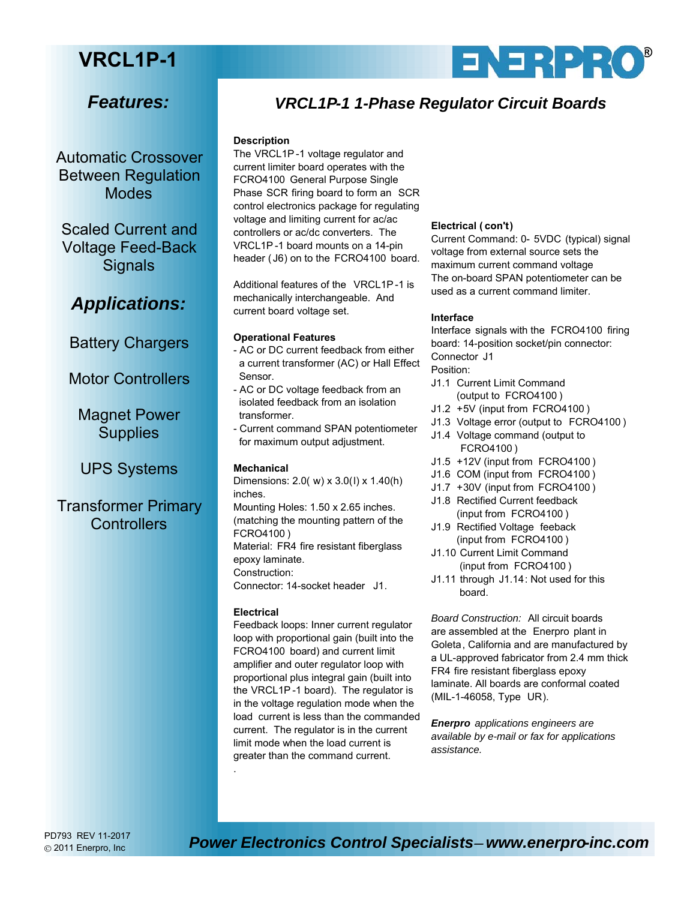# VRCL1P-1

## Features:

Automatic Crossover Between Regulation Modes

Scaled Current and Voltage Feed-Back Signals

## Applications:

Battery Chargers

Motor Controllers

Magnet Power Supplies

UPS Systems

Transformer Primary Controllers

ENERPRO®

## *VRCL1P-1 1-Phase Regulator Circuit Boards*

**Description**

The VRCL1P-1 voltage regulator and current limiter board operates with the FCRO4100 General Purpose Single Phase SCR firing board to form an SCR control electronics package for regulating voltage and limiting current for ac/ac controllers or ac/dc converters. The VRCL1P-1 board mounts on a 14-pin header (J6) on to the FCRO4100 board.

Additional features of the VRCL1P-1 is mechanically interchangeable. And current board voltage set.

**Operational Features**

- AC or DC current feedback from either a current transformer (AC) or Hall Effect Sensor.
- AC or DC voltage feedback from an isolated feedback from an isolation transformer.
- Current command SPAN potentiometer for maximum output adjustment.

**Mechanical**

Dimensions: 2.0( w) x 3.0(l) x 1.40(h) inches.
Mounting Holes: 1.50 x 2.65 inches. (matching the mounting pattern of the FCRO4100 )
Material: FR4 fire resistant fiberglass epoxy laminate.
Construction:
Connector: 14-socket header J1.

**Electrical**

Feedback loops: Inner current regulator loop with proportional gain (built into the FCRO4100 board) and current limit amplifier and outer regulator loop with proportional plus integral gain (built into the VRCL1P-1 board). The regulator is in the voltage regulation mode when the load current is less than the commanded current. The regulator is in the current limit mode when the load current is greater than the command current.

**Electrical ( con't)**

Current Command: 0- 5VDC (typical) signal voltage from external source sets the maximum current command voltage
The on-board SPAN potentiometer can be used as a current command limiter.

**Interface**

Interface signals with the FCRO4100 firing board: 14-position socket/pin connector:
Connector J1
Position:

J1.1 Current Limit Command (output to FCRO4100 )
J1.2 +5V (input from FCRO4100 )
J1.3 Voltage error (output to FCRO4100 )
J1.4 Voltage command (output to FCRO4100 )
J1.5 +12V (input from FCRO4100 )
J1.6 COM (input from FCRO4100 )
J1.7 +30V (input from FCRO4100 )
J1.8 Rectified Current feedback (input from FCRO4100 )
J1.9 Rectified Voltage feeback (input from FCRO4100 )
J1.10 Current Limit Command (input from FCRO4100 )
J1.11 through J1.14: Not used for this board.

*Board Construction:* All circuit boards are assembled at the Enerpro plant in Goleta, California and are manufactured by a UL-approved fabricator from 2.4 mm thick FR4 fire resistant fiberglass epoxy laminate. All boards are conformal coated (MIL-1-46058, Type UR).

***Enerpro** applications engineers are available by e-mail or fax for applications assistance.*

PD793 REV 11-2017
© 2011 Enerpro, Inc

***Power Electronics Control Specialists – www.enerpro-inc.com***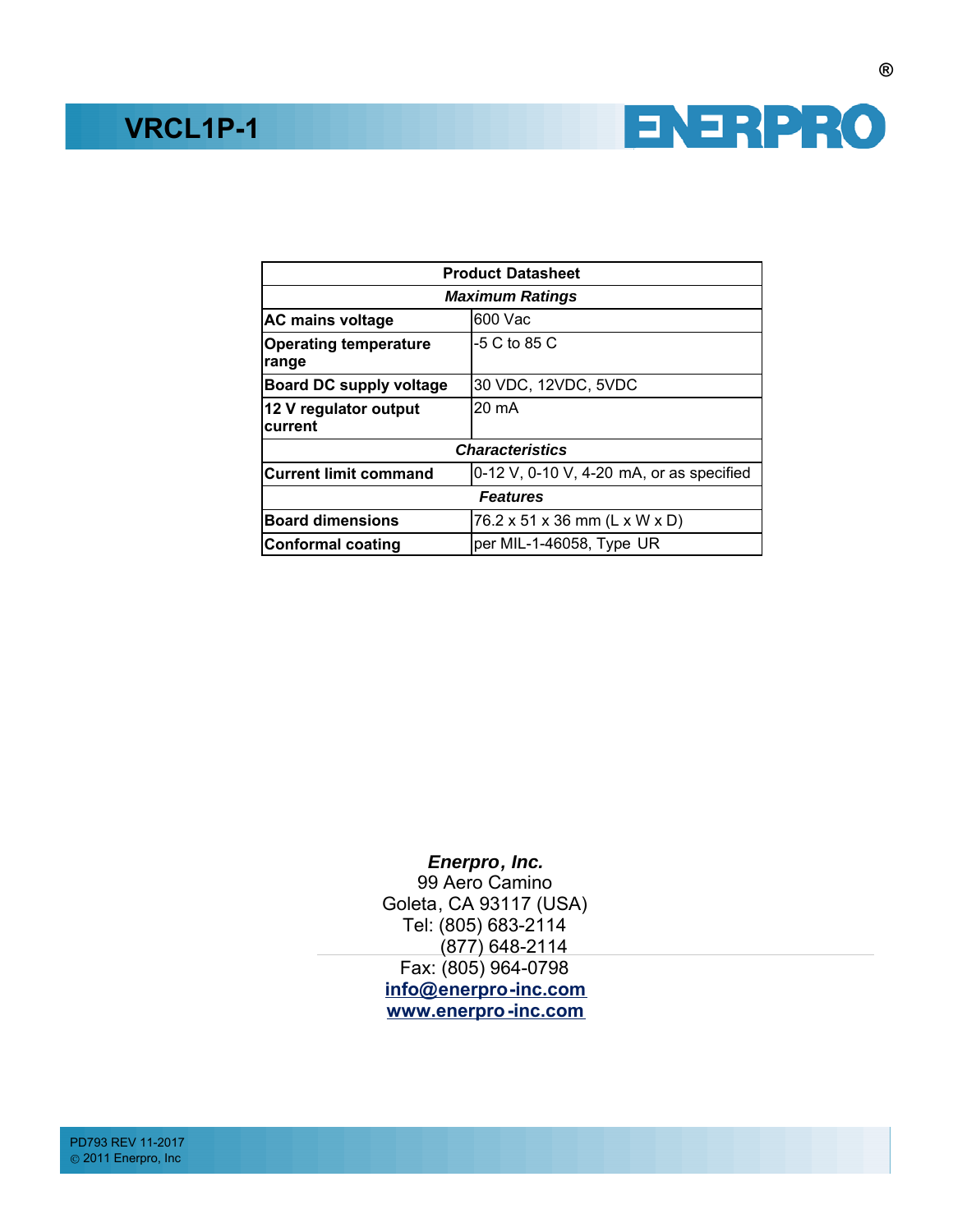# VRCL1P-1

| Product Datasheet | |
|---|---|
| ***Maximum Ratings*** | |
| **AC mains voltage** | 600 Vac |
| **Operating temperature range** | -5 C to 85 C |
| **Board DC supply voltage** | 30 VDC, 12VDC, 5VDC |
| **12 V regulator output current** | 20 mA |
| ***Characteristics*** | |
| **Current limit command** | 0-12 V, 0-10 V, 4-20 mA, or as specified |
| ***Features*** | |
| **Board dimensions** | 76.2 x 51 x 36 mm (L x W x D) |
| **Conformal coating** | per MIL-1-46058, Type UR |

***Enerpro, Inc.***
99 Aero Camino
Goleta, CA 93117 (USA)
Tel: (805) 683-2114
(877) 648-2114
Fax: (805) 964-0798
**info@enerpro-inc.com**
**www.enerpro-inc.com**

PD793 REV 11-2017
© 2011 Enerpro, Inc